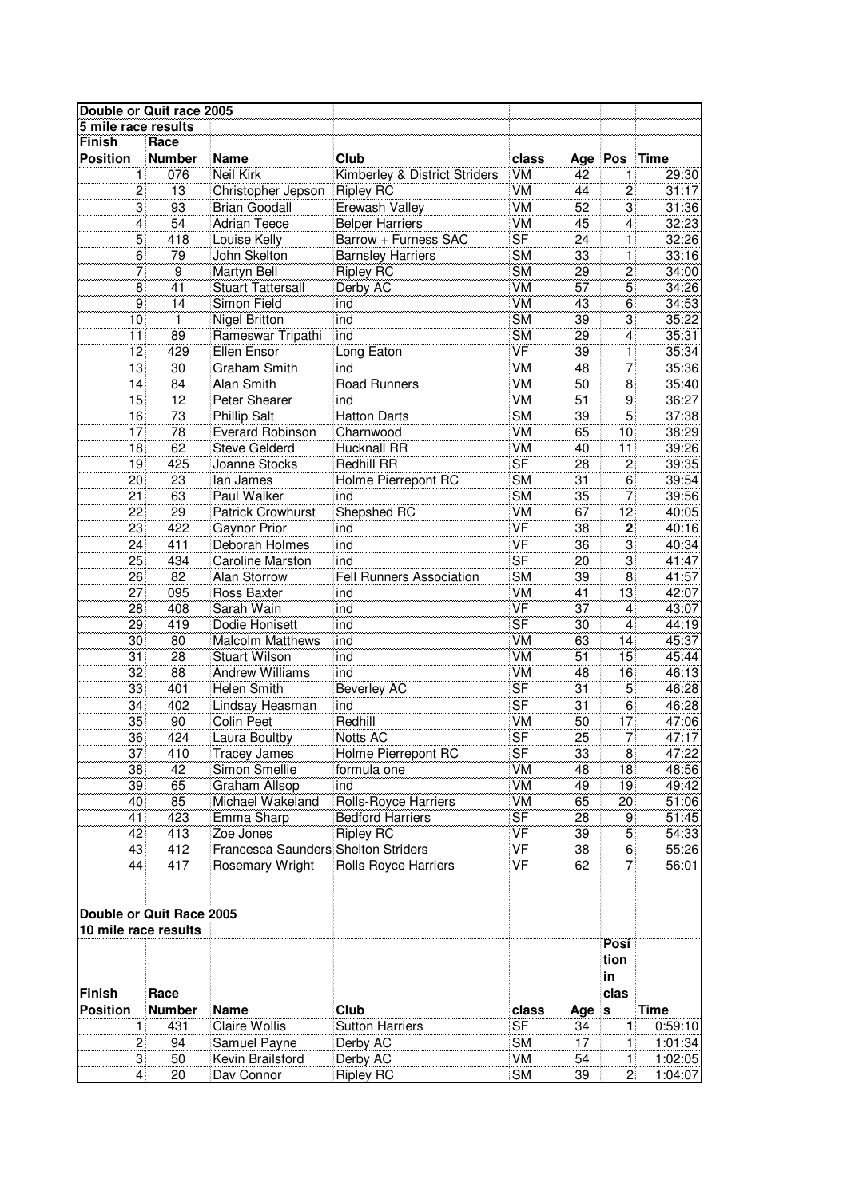## Double or Quit race 2005

### 5 mile race results

| Finish Position | Race Number | Name | Club | class | Age | Pos | Time |
|---|---|---|---|---|---|---|---|
| 1 | 076 | Neil Kirk | Kimberley & District Striders | VM | 42 | 1 | 29:30 |
| 2 | 13 | Christopher Jepson | Ripley RC | VM | 44 | 2 | 31:17 |
| 3 | 93 | Brian Goodall | Erewash Valley | VM | 52 | 3 | 31:36 |
| 4 | 54 | Adrian Teece | Belper Harriers | VM | 45 | 4 | 32:23 |
| 5 | 418 | Louise Kelly | Barrow + Furness SAC | SF | 24 | 1 | 32:26 |
| 6 | 79 | John Skelton | Barnsley Harriers | SM | 33 | 1 | 33:16 |
| 7 | 9 | Martyn Bell | Ripley RC | SM | 29 | 2 | 34:00 |
| 8 | 41 | Stuart Tattersall | Derby AC | VM | 57 | 5 | 34:26 |
| 9 | 14 | Simon Field | ind | VM | 43 | 6 | 34:53 |
| 10 | 1 | Nigel Britton | ind | SM | 39 | 3 | 35:22 |
| 11 | 89 | Rameswar Tripathi | ind | SM | 29 | 4 | 35:31 |
| 12 | 429 | Ellen Ensor | Long Eaton | VF | 39 | 1 | 35:34 |
| 13 | 30 | Graham Smith | ind | VM | 48 | 7 | 35:36 |
| 14 | 84 | Alan Smith | Road Runners | VM | 50 | 8 | 35:40 |
| 15 | 12 | Peter Shearer | ind | VM | 51 | 9 | 36:27 |
| 16 | 73 | Phillip Salt | Hatton Darts | SM | 39 | 5 | 37:38 |
| 17 | 78 | Everard Robinson | Charnwood | VM | 65 | 10 | 38:29 |
| 18 | 62 | Steve Gelderd | Hucknall RR | VM | 40 | 11 | 39:26 |
| 19 | 425 | Joanne Stocks | Redhill RR | SF | 28 | 2 | 39:35 |
| 20 | 23 | Ian James | Holme Pierrepont RC | SM | 31 | 6 | 39:54 |
| 21 | 63 | Paul Walker | ind | SM | 35 | 7 | 39:56 |
| 22 | 29 | Patrick Crowhurst | Shepshed RC | VM | 67 | 12 | 40:05 |
| 23 | 422 | Gaynor Prior | ind | VF | 38 | **2** | 40:16 |
| 24 | 411 | Deborah Holmes | ind | VF | 36 | 3 | 40:34 |
| 25 | 434 | Caroline Marston | ind | SF | 20 | 3 | 41:47 |
| 26 | 82 | Alan Storrow | Fell Runners Association | SM | 39 | 8 | 41:57 |
| 27 | 095 | Ross Baxter | ind | VM | 41 | 13 | 42:07 |
| 28 | 408 | Sarah Wain | ind | VF | 37 | 4 | 43:07 |
| 29 | 419 | Dodie Honisett | ind | SF | 30 | 4 | 44:19 |
| 30 | 80 | Malcolm Matthews | ind | VM | 63 | 14 | 45:37 |
| 31 | 28 | Stuart Wilson | ind | VM | 51 | 15 | 45:44 |
| 32 | 88 | Andrew Williams | ind | VM | 48 | 16 | 46:13 |
| 33 | 401 | Helen Smith | Beverley AC | SF | 31 | 5 | 46:28 |
| 34 | 402 | Lindsay Heasman | ind | SF | 31 | 6 | 46:28 |
| 35 | 90 | Colin Peet | Redhill | VM | 50 | 17 | 47:06 |
| 36 | 424 | Laura Boultby | Notts AC | SF | 25 | 7 | 47:17 |
| 37 | 410 | Tracey James | Holme Pierrepont RC | SF | 33 | 8 | 47:22 |
| 38 | 42 | Simon Smellie | formula one | VM | 48 | 18 | 48:56 |
| 39 | 65 | Graham Allsop | ind | VM | 49 | 19 | 49:42 |
| 40 | 85 | Michael Wakeland | Rolls-Royce Harriers | VM | 65 | 20 | 51:06 |
| 41 | 423 | Emma Sharp | Bedford Harriers | SF | 28 | 9 | 51:45 |
| 42 | 413 | Zoe Jones | Ripley RC | VF | 39 | 5 | 54:33 |
| 43 | 412 | Francesca Saunders | Shelton Striders | VF | 38 | 6 | 55:26 |
| 44 | 417 | Rosemary Wright | Rolls Royce Harriers | VF | 62 | 7 | 56:01 |

## Double or Quit Race 2005

### 10 mile race results

| Finish Position | Race Number | Name | Club | class | Age | Position in class | Time |
|---|---|---|---|---|---|---|---|
| 1 | 431 | Claire Wollis | Sutton Harriers | SF | 34 | **1** | 0:59:10 |
| 2 | 94 | Samuel Payne | Derby AC | SM | 17 | 1 | 1:01:34 |
| 3 | 50 | Kevin Brailsford | Derby AC | VM | 54 | 1 | 1:02:05 |
| 4 | 20 | Dav Connor | Ripley RC | SM | 39 | 2 | 1:04:07 |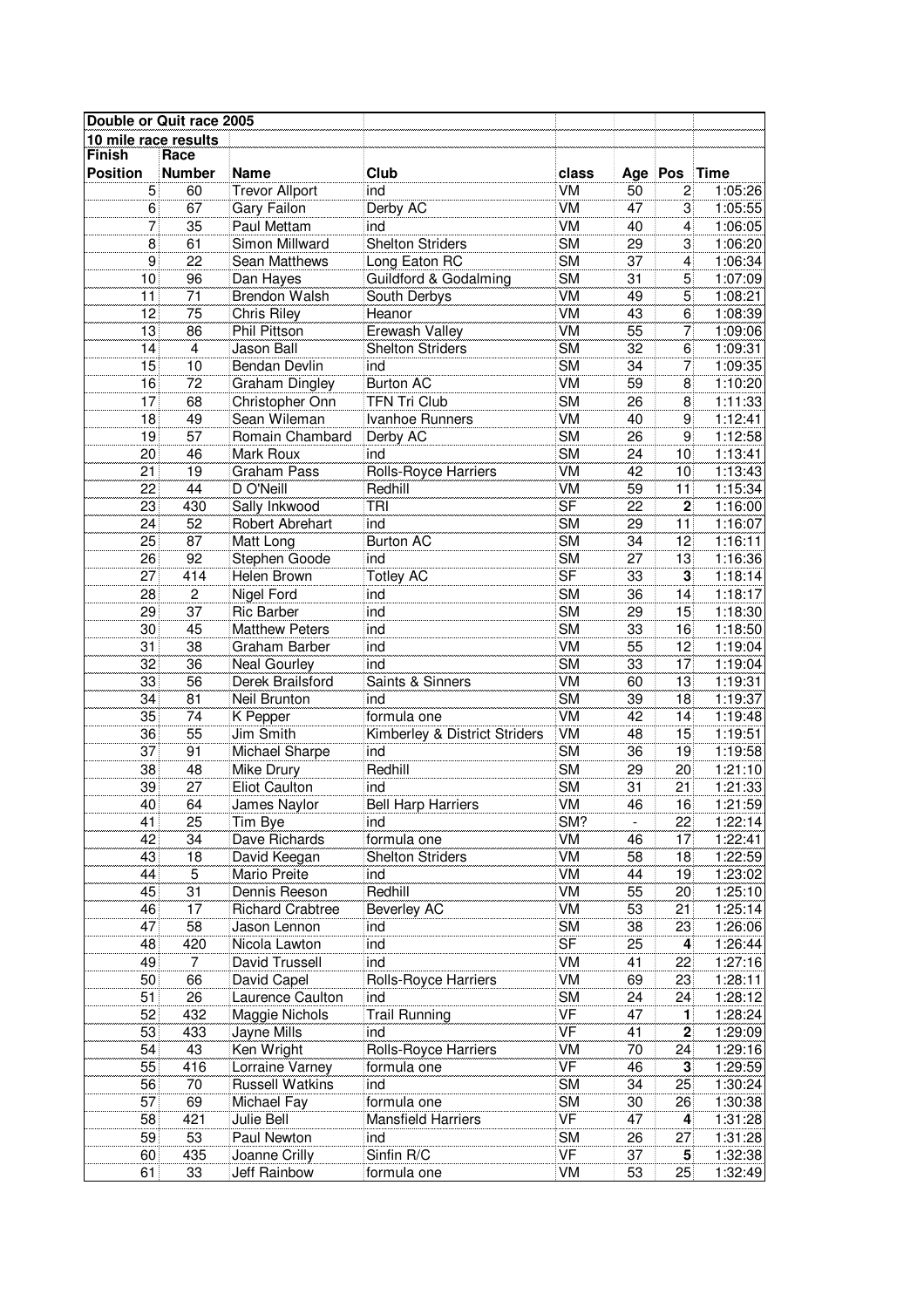| Double or Quit race 2005 | | | | | | | |
|---|---|---|---|---|---|---|---|
| 10 mile race results | | | | | | | |
| Finish Position | Race Number | Name | Club | class | Age | Pos | Time |
| 5 | 60 | Trevor Allport | ind | VM | 50 | 2 | 1:05:26 |
| 6 | 67 | Gary Failon | Derby AC | VM | 47 | 3 | 1:05:55 |
| 7 | 35 | Paul Mettam | ind | VM | 40 | 4 | 1:06:05 |
| 8 | 61 | Simon Millward | Shelton Striders | SM | 29 | 3 | 1:06:20 |
| 9 | 22 | Sean Matthews | Long Eaton RC | SM | 37 | 4 | 1:06:34 |
| 10 | 96 | Dan Hayes | Guildford & Godalming | SM | 31 | 5 | 1:07:09 |
| 11 | 71 | Brendon Walsh | South Derbys | VM | 49 | 5 | 1:08:21 |
| 12 | 75 | Chris Riley | Heanor | VM | 43 | 6 | 1:08:39 |
| 13 | 86 | Phil Pittson | Erewash Valley | VM | 55 | 7 | 1:09:06 |
| 14 | 4 | Jason Ball | Shelton Striders | SM | 32 | 6 | 1:09:31 |
| 15 | 10 | Bendan Devlin | ind | SM | 34 | 7 | 1:09:35 |
| 16 | 72 | Graham Dingley | Burton AC | VM | 59 | 8 | 1:10:20 |
| 17 | 68 | Christopher Onn | TFN Tri Club | SM | 26 | 8 | 1:11:33 |
| 18 | 49 | Sean Wileman | Ivanhoe Runners | VM | 40 | 9 | 1:12:41 |
| 19 | 57 | Romain Chambard | Derby AC | SM | 26 | 9 | 1:12:58 |
| 20 | 46 | Mark Roux | ind | SM | 24 | 10 | 1:13:41 |
| 21 | 19 | Graham Pass | Rolls-Royce Harriers | VM | 42 | 10 | 1:13:43 |
| 22 | 44 | D O'Neill | Redhill | VM | 59 | 11 | 1:15:34 |
| 23 | 430 | Sally Inkwood | TRI | SF | 22 | **2** | 1:16:00 |
| 24 | 52 | Robert Abrehart | ind | SM | 29 | 11 | 1:16:07 |
| 25 | 87 | Matt Long | Burton AC | SM | 34 | 12 | 1:16:11 |
| 26 | 92 | Stephen Goode | ind | SM | 27 | 13 | 1:16:36 |
| 27 | 414 | Helen Brown | Totley AC | SF | 33 | **3** | 1:18:14 |
| 28 | 2 | Nigel Ford | ind | SM | 36 | 14 | 1:18:17 |
| 29 | 37 | Ric Barber | ind | SM | 29 | 15 | 1:18:30 |
| 30 | 45 | Matthew Peters | ind | SM | 33 | 16 | 1:18:50 |
| 31 | 38 | Graham Barber | ind | VM | 55 | 12 | 1:19:04 |
| 32 | 36 | Neal Gourley | ind | SM | 33 | 17 | 1:19:04 |
| 33 | 56 | Derek Brailsford | Saints & Sinners | VM | 60 | 13 | 1:19:31 |
| 34 | 81 | Neil Brunton | ind | SM | 39 | 18 | 1:19:37 |
| 35 | 74 | K Pepper | formula one | VM | 42 | 14 | 1:19:48 |
| 36 | 55 | Jim Smith | Kimberley & District Striders | VM | 48 | 15 | 1:19:51 |
| 37 | 91 | Michael Sharpe | ind | SM | 36 | 19 | 1:19:58 |
| 38 | 48 | Mike Drury | Redhill | SM | 29 | 20 | 1:21:10 |
| 39 | 27 | Eliot Caulton | ind | SM | 31 | 21 | 1:21:33 |
| 40 | 64 | James Naylor | Bell Harp Harriers | VM | 46 | 16 | 1:21:59 |
| 41 | 25 | Tim Bye | ind | SM? | - | 22 | 1:22:14 |
| 42 | 34 | Dave Richards | formula one | VM | 46 | 17 | 1:22:41 |
| 43 | 18 | David Keegan | Shelton Striders | VM | 58 | 18 | 1:22:59 |
| 44 | 5 | Mario Preite | ind | VM | 44 | 19 | 1:23:02 |
| 45 | 31 | Dennis Reeson | Redhill | VM | 55 | 20 | 1:25:10 |
| 46 | 17 | Richard Crabtree | Beverley AC | VM | 53 | 21 | 1:25:14 |
| 47 | 58 | Jason Lennon | ind | SM | 38 | 23 | 1:26:06 |
| 48 | 420 | Nicola Lawton | ind | SF | 25 | **4** | 1:26:44 |
| 49 | 7 | David Trussell | ind | VM | 41 | 22 | 1:27:16 |
| 50 | 66 | David Capel | Rolls-Royce Harriers | VM | 69 | 23 | 1:28:11 |
| 51 | 26 | Laurence Caulton | ind | SM | 24 | 24 | 1:28:12 |
| 52 | 432 | Maggie Nichols | Trail Running | VF | 47 | **1** | 1:28:24 |
| 53 | 433 | Jayne Mills | ind | VF | 41 | **2** | 1:29:09 |
| 54 | 43 | Ken Wright | Rolls-Royce Harriers | VM | 70 | 24 | 1:29:16 |
| 55 | 416 | Lorraine Varney | formula one | VF | 46 | **3** | 1:29:59 |
| 56 | 70 | Russell Watkins | ind | SM | 34 | 25 | 1:30:24 |
| 57 | 69 | Michael Fay | formula one | SM | 30 | 26 | 1:30:38 |
| 58 | 421 | Julie Bell | Mansfield Harriers | VF | 47 | **4** | 1:31:28 |
| 59 | 53 | Paul Newton | ind | SM | 26 | 27 | 1:31:28 |
| 60 | 435 | Joanne Crilly | Sinfin R/C | VF | 37 | **5** | 1:32:38 |
| 61 | 33 | Jeff Rainbow | formula one | VM | 53 | 25 | 1:32:49 |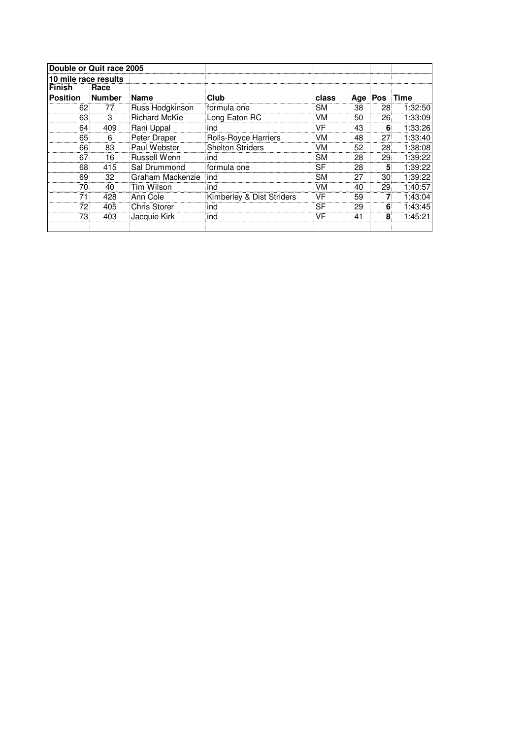**Double or Quit race 2005**

**10 mile race results**

| **Finish Position** | **Race Number** | **Name** | **Club** | **class** | **Age** | **Pos** | **Time** |
|---|---|---|---|---|---|---|---|
| 62 | 77 | Russ Hodgkinson | formula one | SM | 38 | 28 | 1:32:50 |
| 63 | 3 | Richard McKie | Long Eaton RC | VM | 50 | 26 | 1:33:09 |
| 64 | 409 | Rani Uppal | ind | VF | 43 | **6** | 1:33:26 |
| 65 | 6 | Peter Draper | Rolls-Royce Harriers | VM | 48 | 27 | 1:33:40 |
| 66 | 83 | Paul Webster | Shelton Striders | VM | 52 | 28 | 1:38:08 |
| 67 | 16 | Russell Wenn | ind | SM | 28 | 29 | 1:39:22 |
| 68 | 415 | Sal Drummond | formula one | SF | 28 | **5** | 1:39:22 |
| 69 | 32 | Graham Mackenzie | ind | SM | 27 | 30 | 1:39:22 |
| 70 | 40 | Tim Wilson | ind | VM | 40 | 29 | 1:40:57 |
| 71 | 428 | Ann Cole | Kimberley & Dist Striders | VF | 59 | **7** | 1:43:04 |
| 72 | 405 | Chris Storer | ind | SF | 29 | **6** | 1:43:45 |
| 73 | 403 | Jacquie Kirk | ind | VF | 41 | **8** | 1:45:21 |